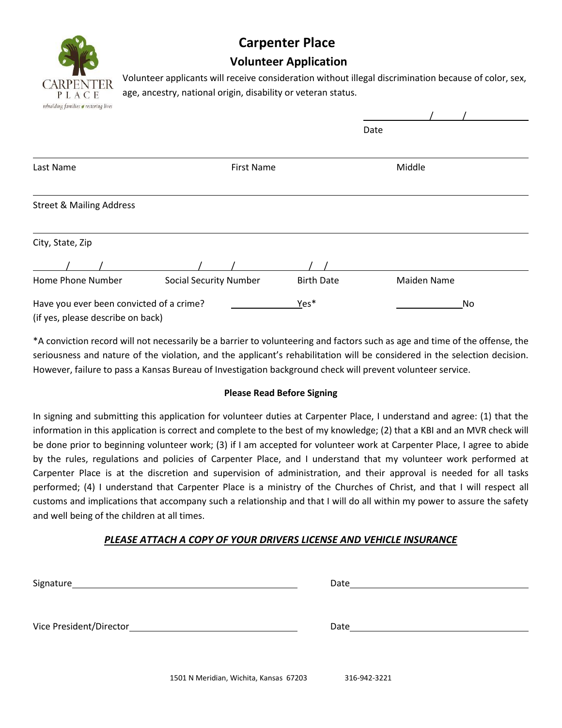# Carpenter Place

## Volunteer Application

Volunteer applicants will receive consideration without illegal discrimination because of color, sex, age, ancestry, national origin, disability or veteran status.

_____ / _____ / _____
Date

Last Name ____________________ First Name ____________________ Middle ____________________

Street & Mailing Address ________________________________________

City, State, Zip ________________________________________

Home Phone Number ____ / ____ / ____ Social Security Number ____ / ____ / ____ Birth Date ____ / ____ / ____ Maiden Name ____________________

Have you ever been convicted of a crime? ____________ Yes* ____________ No
(if yes, please describe on back)

*A conviction record will not necessarily be a barrier to volunteering and factors such as age and time of the offense, the seriousness and nature of the violation, and the applicant's rehabilitation will be considered in the selection decision. However, failure to pass a Kansas Bureau of Investigation background check will prevent volunteer service.

**Please Read Before Signing**

In signing and submitting this application for volunteer duties at Carpenter Place, I understand and agree: (1) that the information in this application is correct and complete to the best of my knowledge; (2) that a KBI and an MVR check will be done prior to beginning volunteer work; (3) if I am accepted for volunteer work at Carpenter Place, I agree to abide by the rules, regulations and policies of Carpenter Place, and I understand that my volunteer work performed at Carpenter Place is at the discretion and supervision of administration, and their approval is needed for all tasks performed; (4) I understand that Carpenter Place is a ministry of the Churches of Christ, and that I will respect all customs and implications that accompany such a relationship and that I will do all within my power to assure the safety and well being of the children at all times.

***PLEASE ATTACH A COPY OF YOUR DRIVERS LICENSE AND VEHICLE INSURANCE***

Signature ______________________________ Date ______________________________

Vice President/Director ______________________________ Date ______________________________

1501 N Meridian, Wichita, Kansas 67203 316-942-3221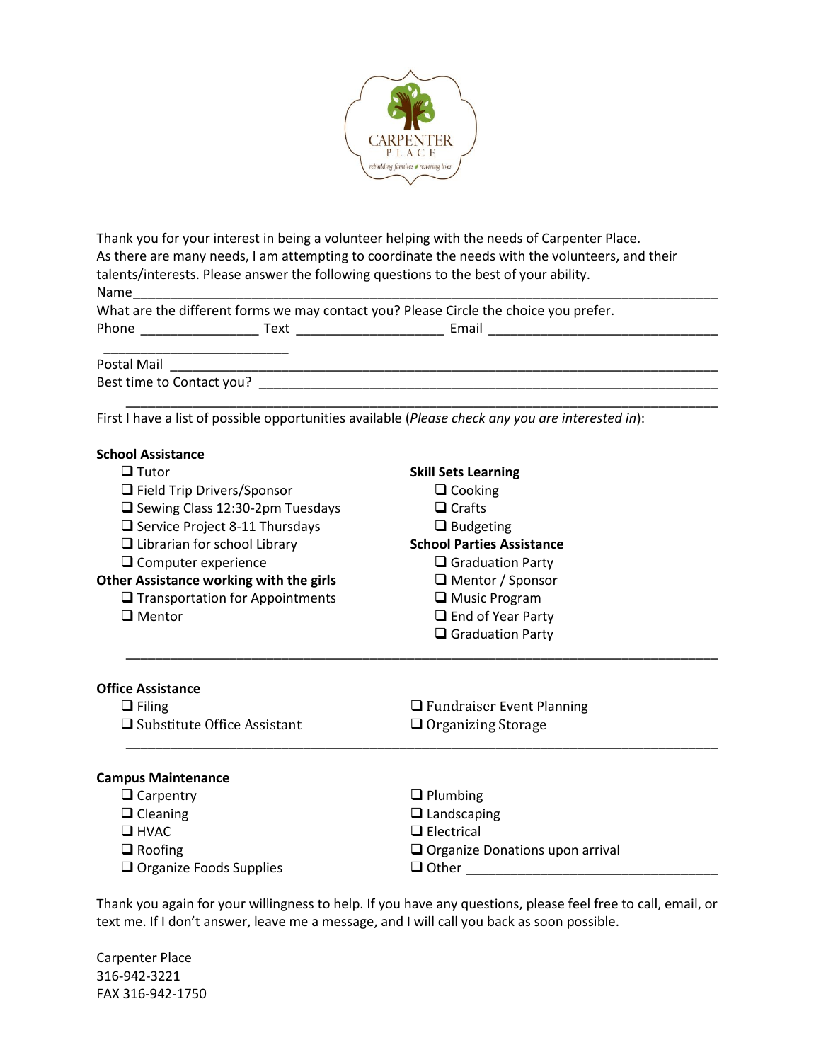CARPENTER PLACE

rebuilding families • restoring lives

Thank you for your interest in being a volunteer helping with the needs of Carpenter Place.
As there are many needs, I am attempting to coordinate the needs with the volunteers, and their talents/interests. Please answer the following questions to the best of your ability.

Name_______________________________________________________________________________

What are the different forms we may contact you? Please Circle the choice you prefer.

Phone ________________ Text ____________________ Email _______________________________
_________________________

Postal Mail ________________________________________________________________________

Best time to Contact you? __________________________________________________________
________________________________________________________________________________

First I have a list of possible opportunities available (*Please check any you are interested in*):

**School Assistance**

- ❑ Tutor
- ❑ Field Trip Drivers/Sponsor
- ❑ Sewing Class 12:30-2pm Tuesdays
- ❑ Service Project 8-11 Thursdays
- ❑ Librarian for school Library
- ❑ Computer experience

**Other Assistance working with the girls**

- ❑ Transportation for Appointments
- ❑ Mentor

**Skill Sets Learning**

- ❑ Cooking
- ❑ Crafts
- ❑ Budgeting

**School Parties Assistance**

- ❑ Graduation Party
- ❑ Mentor / Sponsor
- ❑ Music Program
- ❑ End of Year Party
- ❑ Graduation Party

---

**Office Assistance**

- ❑ Filing
- ❑ Substitute Office Assistant
- ❑ Fundraiser Event Planning
- ❑ Organizing Storage

---

**Campus Maintenance**

- ❑ Carpentry
- ❑ Cleaning
- ❑ HVAC
- ❑ Roofing
- ❑ Organize Foods Supplies
- ❑ Plumbing
- ❑ Landscaping
- ❑ Electrical
- ❑ Organize Donations upon arrival
- ❑ Other ___________________________________

Thank you again for your willingness to help. If you have any questions, please feel free to call, email, or text me. If I don't answer, leave me a message, and I will call you back as soon possible.

Carpenter Place
316-942-3221
FAX 316-942-1750